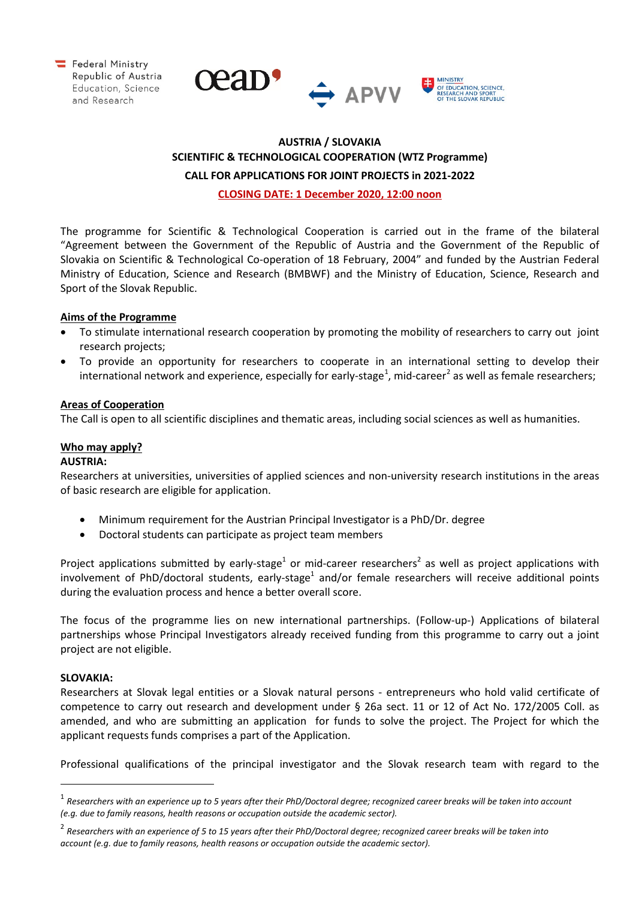# AUSTRIA / SLOVAKIA
## SCIENTIFIC & TECHNOLOGICAL COOPERATION (WTZ Programme)
## CALL FOR APPLICATIONS FOR JOINT PROJECTS in 2021-2022
**CLOSING DATE: 1 December 2020, 12:00 noon**

The programme for Scientific & Technological Cooperation is carried out in the frame of the bilateral "Agreement between the Government of the Republic of Austria and the Government of the Republic of Slovakia on Scientific & Technological Co-operation of 18 February, 2004" and funded by the Austrian Federal Ministry of Education, Science and Research (BMBWF) and the Ministry of Education, Science, Research and Sport of the Slovak Republic.

### Aims of the Programme

- To stimulate international research cooperation by promoting the mobility of researchers to carry out joint research projects;
- To provide an opportunity for researchers to cooperate in an international setting to develop their international network and experience, especially for early-stage[1], mid-career[2] as well as female researchers;

### Areas of Cooperation

The Call is open to all scientific disciplines and thematic areas, including social sciences as well as humanities.

### Who may apply?

**AUSTRIA:**

Researchers at universities, universities of applied sciences and non-university research institutions in the areas of basic research are eligible for application.

- Minimum requirement for the Austrian Principal Investigator is a PhD/Dr. degree
- Doctoral students can participate as project team members

Project applications submitted by early-stage[1] or mid-career researchers[2] as well as project applications with involvement of PhD/doctoral students, early-stage[1] and/or female researchers will receive additional points during the evaluation process and hence a better overall score.

The focus of the programme lies on new international partnerships. (Follow-up-) Applications of bilateral partnerships whose Principal Investigators already received funding from this programme to carry out a joint project are not eligible.

**SLOVAKIA:**

Researchers at Slovak legal entities or a Slovak natural persons - entrepreneurs who hold valid certificate of competence to carry out research and development under § 26a sect. 11 or 12 of Act No. 172/2005 Coll. as amended, and who are submitting an application for funds to solve the project. The Project for which the applicant requests funds comprises a part of the Application.

Professional qualifications of the principal investigator and the Slovak research team with regard to the

---

[1] *Researchers with an experience up to 5 years after their PhD/Doctoral degree; recognized career breaks will be taken into account (e.g. due to family reasons, health reasons or occupation outside the academic sector).*

[2] *Researchers with an experience of 5 to 15 years after their PhD/Doctoral degree; recognized career breaks will be taken into account (e.g. due to family reasons, health reasons or occupation outside the academic sector).*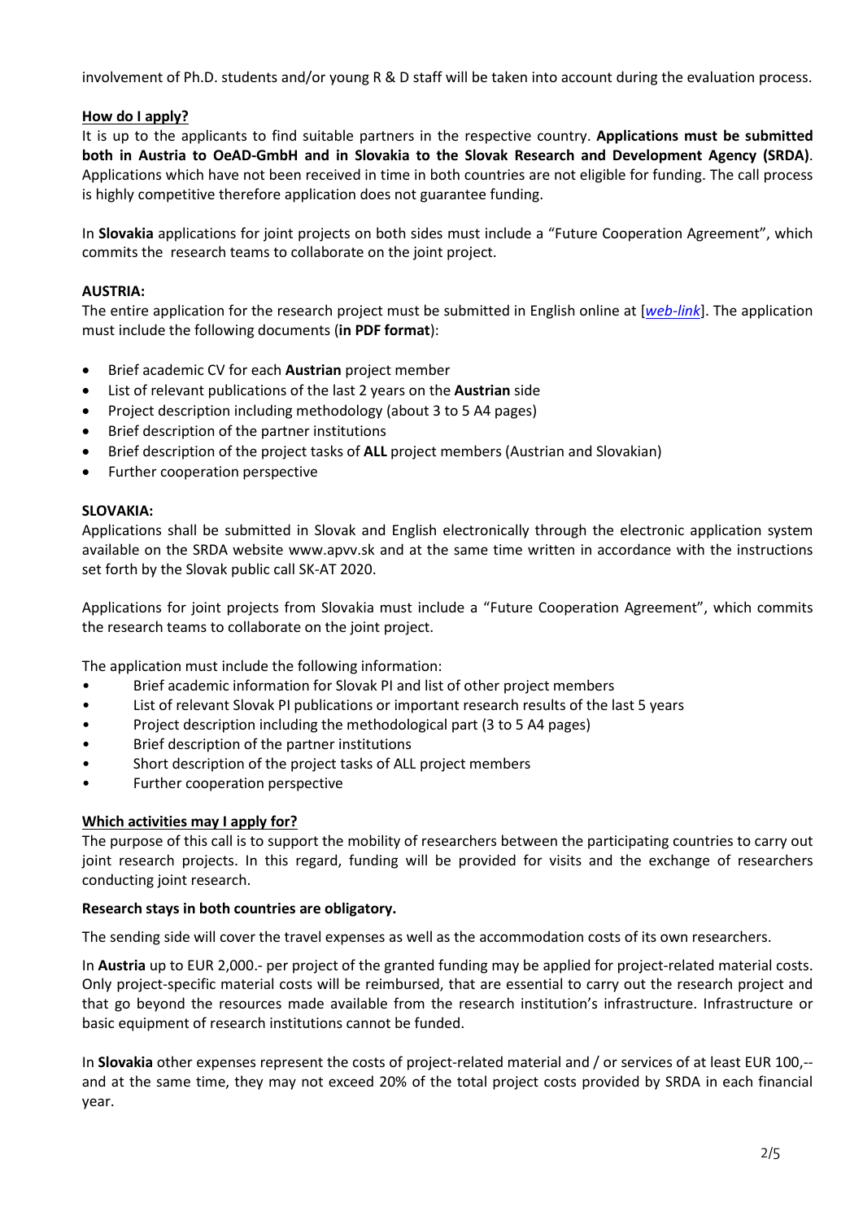involvement of Ph.D. students and/or young R & D staff will be taken into account during the evaluation process.

## How do I apply?

It is up to the applicants to find suitable partners in the respective country. **Applications must be submitted both in Austria to OeAD-GmbH and in Slovakia to the Slovak Research and Development Agency (SRDA)**. Applications which have not been received in time in both countries are not eligible for funding. The call process is highly competitive therefore application does not guarantee funding.

In **Slovakia** applications for joint projects on both sides must include a "Future Cooperation Agreement", which commits the research teams to collaborate on the joint project.

### AUSTRIA:

The entire application for the research project must be submitted in English online at [*web-link*]. The application must include the following documents (**in PDF format**):

- Brief academic CV for each **Austrian** project member
- List of relevant publications of the last 2 years on the **Austrian** side
- Project description including methodology (about 3 to 5 A4 pages)
- Brief description of the partner institutions
- Brief description of the project tasks of **ALL** project members (Austrian and Slovakian)
- Further cooperation perspective

### SLOVAKIA:

Applications shall be submitted in Slovak and English electronically through the electronic application system available on the SRDA website www.apvv.sk and at the same time written in accordance with the instructions set forth by the Slovak public call SK-AT 2020.

Applications for joint projects from Slovakia must include a "Future Cooperation Agreement", which commits the research teams to collaborate on the joint project.

The application must include the following information:

- Brief academic information for Slovak PI and list of other project members
- List of relevant Slovak PI publications or important research results of the last 5 years
- Project description including the methodological part (3 to 5 A4 pages)
- Brief description of the partner institutions
- Short description of the project tasks of ALL project members
- Further cooperation perspective

## Which activities may I apply for?

The purpose of this call is to support the mobility of researchers between the participating countries to carry out joint research projects. In this regard, funding will be provided for visits and the exchange of researchers conducting joint research.

**Research stays in both countries are obligatory.**

The sending side will cover the travel expenses as well as the accommodation costs of its own researchers.

In **Austria** up to EUR 2,000.- per project of the granted funding may be applied for project-related material costs. Only project-specific material costs will be reimbursed, that are essential to carry out the research project and that go beyond the resources made available from the research institution's infrastructure. Infrastructure or basic equipment of research institutions cannot be funded.

In **Slovakia** other expenses represent the costs of project-related material and / or services of at least EUR 100,-- and at the same time, they may not exceed 20% of the total project costs provided by SRDA in each financial year.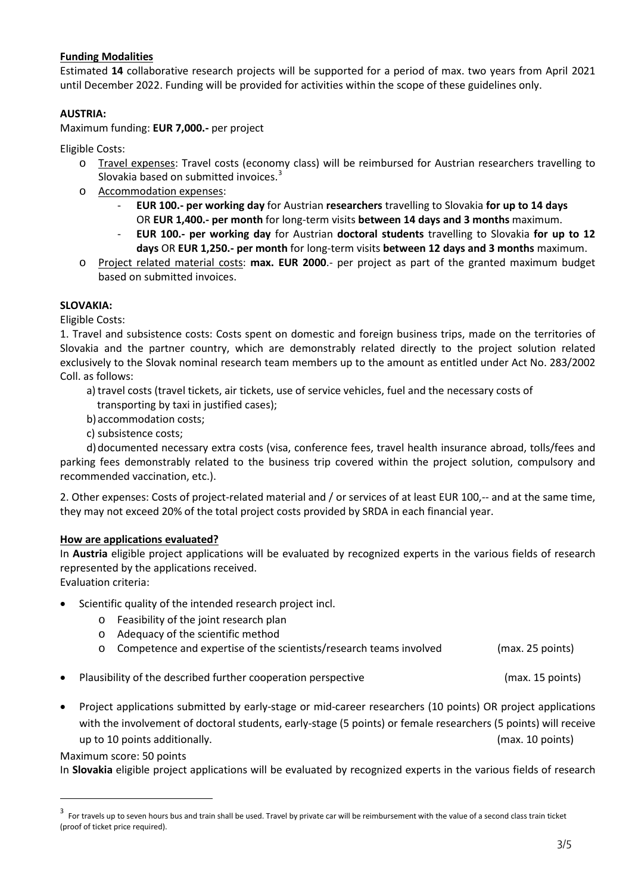**Funding Modalities**

Estimated **14** collaborative research projects will be supported for a period of max. two years from April 2021 until December 2022. Funding will be provided for activities within the scope of these guidelines only.

**AUSTRIA:**

Maximum funding: **EUR 7,000.-** per project

Eligible Costs:

- Travel expenses: Travel costs (economy class) will be reimbursed for Austrian researchers travelling to Slovakia based on submitted invoices.[3]
- Accommodation expenses:
  - **EUR 100.- per working day** for Austrian **researchers** travelling to Slovakia **for up to 14 days** OR **EUR 1,400.- per month** for long-term visits **between 14 days and 3 months** maximum.
  - **EUR 100.- per working day** for Austrian **doctoral students** travelling to Slovakia **for up to 12 days** OR **EUR 1,250.- per month** for long-term visits **between 12 days and 3 months** maximum.
- Project related material costs: **max. EUR 2000**.- per project as part of the granted maximum budget based on submitted invoices.

**SLOVAKIA:**

Eligible Costs:

1. Travel and subsistence costs: Costs spent on domestic and foreign business trips, made on the territories of Slovakia and the partner country, which are demonstrably related directly to the project solution related exclusively to the Slovak nominal research team members up to the amount as entitled under Act No. 283/2002 Coll. as follows:

   a) travel costs (travel tickets, air tickets, use of service vehicles, fuel and the necessary costs of transporting by taxi in justified cases);

   b) accommodation costs;

   c) subsistence costs;

   d) documented necessary extra costs (visa, conference fees, travel health insurance abroad, tolls/fees and parking fees demonstrably related to the business trip covered within the project solution, compulsory and recommended vaccination, etc.).

2. Other expenses: Costs of project-related material and / or services of at least EUR 100,-- and at the same time, they may not exceed 20% of the total project costs provided by SRDA in each financial year.

**How are applications evaluated?**

In **Austria** eligible project applications will be evaluated by recognized experts in the various fields of research represented by the applications received.

Evaluation criteria:

- Scientific quality of the intended research project incl.
  - Feasibility of the joint research plan
  - Adequacy of the scientific method
  - Competence and expertise of the scientists/research teams involved (max. 25 points)
- Plausibility of the described further cooperation perspective (max. 15 points)
- Project applications submitted by early-stage or mid-career researchers (10 points) OR project applications with the involvement of doctoral students, early-stage (5 points) or female researchers (5 points) will receive up to 10 points additionally. (max. 10 points)

Maximum score: 50 points

In **Slovakia** eligible project applications will be evaluated by recognized experts in the various fields of research

[3] For travels up to seven hours bus and train shall be used. Travel by private car will be reimbursement with the value of a second class train ticket (proof of ticket price required).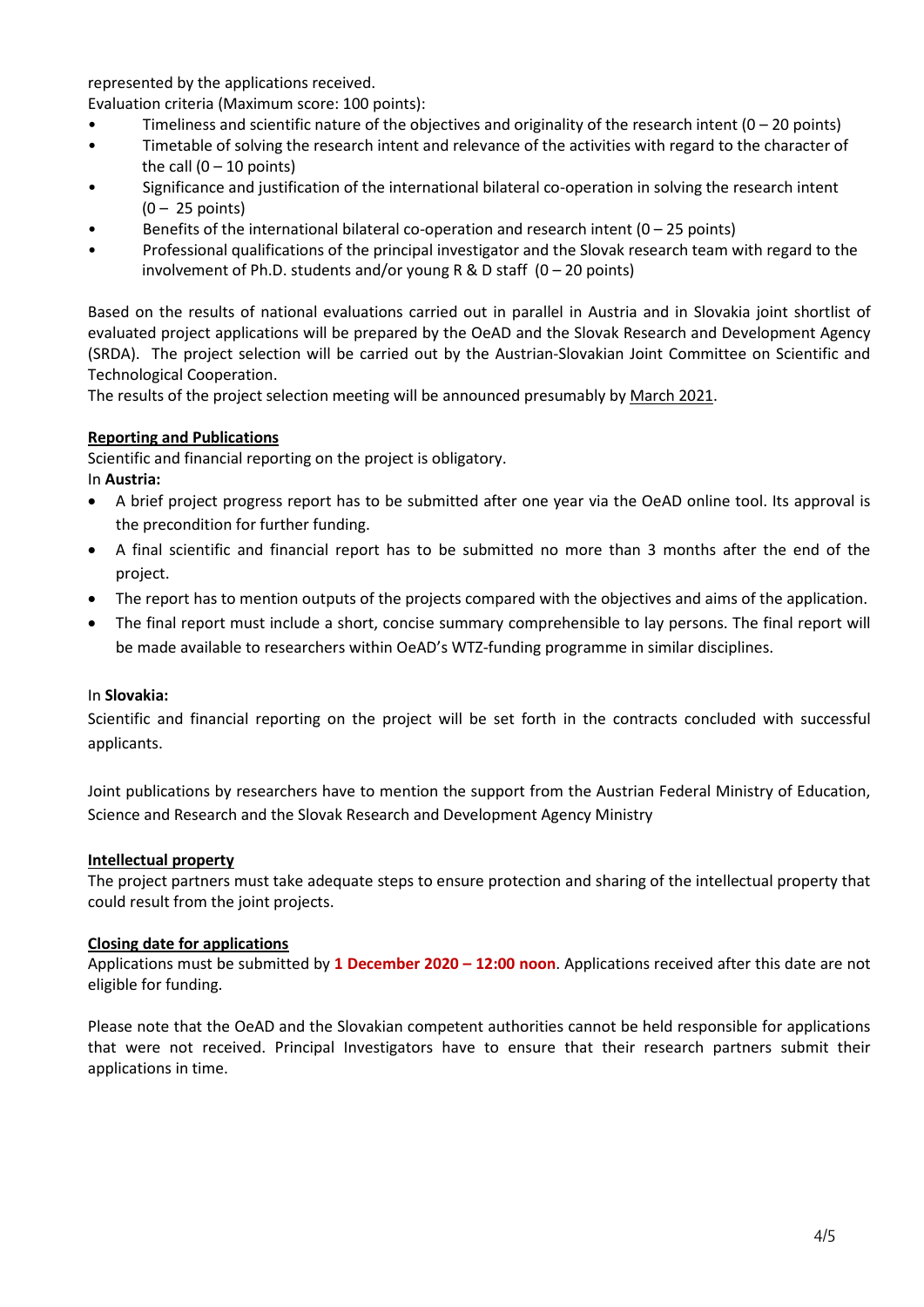represented by the applications received.

Evaluation criteria (Maximum score: 100 points):

- Timeliness and scientific nature of the objectives and originality of the research intent (0 – 20 points)
- Timetable of solving the research intent and relevance of the activities with regard to the character of the call (0 – 10 points)
- Significance and justification of the international bilateral co-operation in solving the research intent (0 – 25 points)
- Benefits of the international bilateral co-operation and research intent (0 – 25 points)
- Professional qualifications of the principal investigator and the Slovak research team with regard to the involvement of Ph.D. students and/or young R & D staff (0 – 20 points)

Based on the results of national evaluations carried out in parallel in Austria and in Slovakia joint shortlist of evaluated project applications will be prepared by the OeAD and the Slovak Research and Development Agency (SRDA). The project selection will be carried out by the Austrian-Slovakian Joint Committee on Scientific and Technological Cooperation.

The results of the project selection meeting will be announced presumably by March 2021.

## Reporting and Publications

Scientific and financial reporting on the project is obligatory.

In **Austria:**

- A brief project progress report has to be submitted after one year via the OeAD online tool. Its approval is the precondition for further funding.
- A final scientific and financial report has to be submitted no more than 3 months after the end of the project.
- The report has to mention outputs of the projects compared with the objectives and aims of the application.
- The final report must include a short, concise summary comprehensible to lay persons. The final report will be made available to researchers within OeAD's WTZ-funding programme in similar disciplines.

In **Slovakia:**

Scientific and financial reporting on the project will be set forth in the contracts concluded with successful applicants.

Joint publications by researchers have to mention the support from the Austrian Federal Ministry of Education, Science and Research and the Slovak Research and Development Agency Ministry

## Intellectual property

The project partners must take adequate steps to ensure protection and sharing of the intellectual property that could result from the joint projects.

## Closing date for applications

Applications must be submitted by **1 December 2020 – 12:00 noon**. Applications received after this date are not eligible for funding.

Please note that the OeAD and the Slovakian competent authorities cannot be held responsible for applications that were not received. Principal Investigators have to ensure that their research partners submit their applications in time.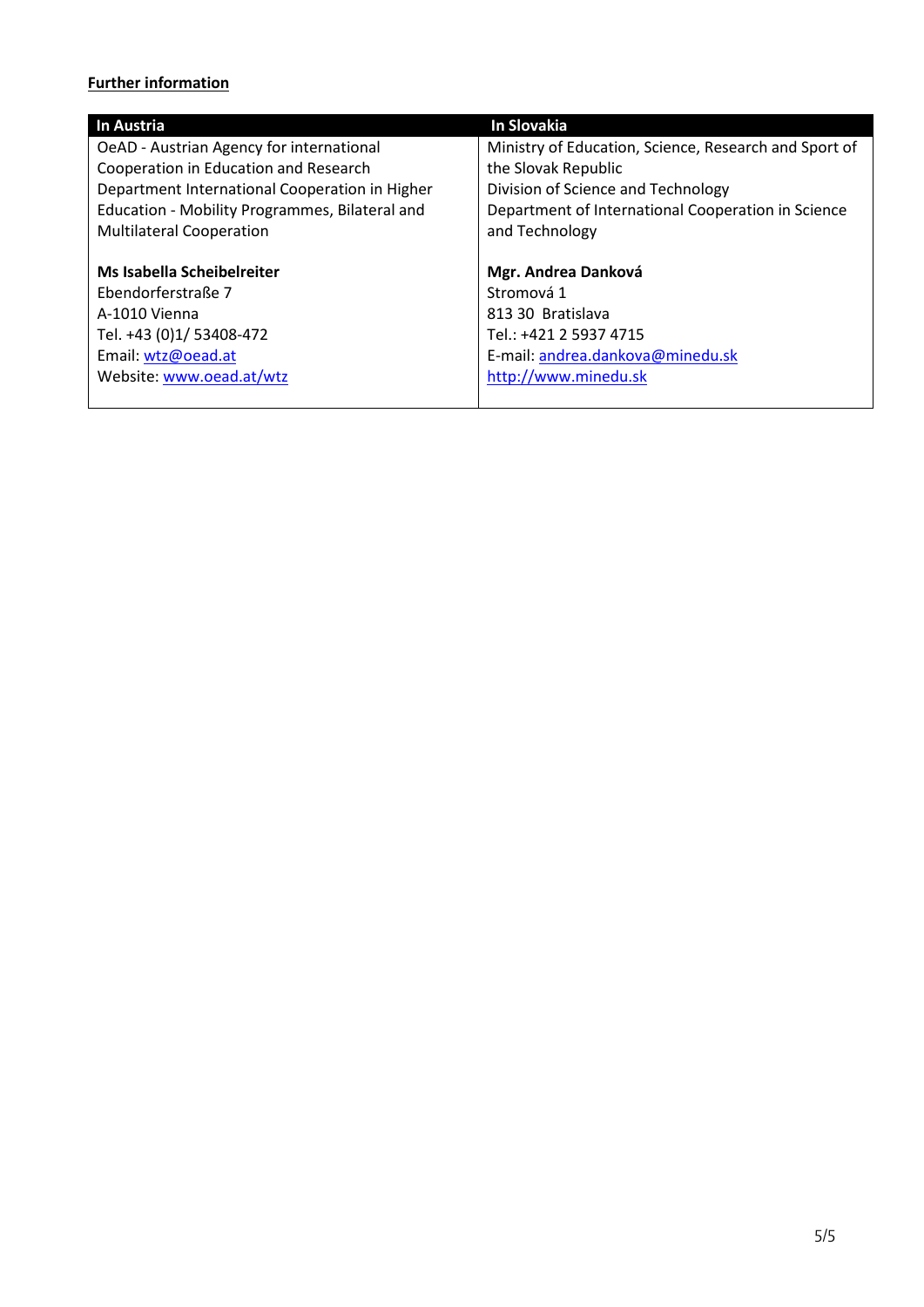**Further information**

| In Austria | In Slovakia |
|---|---|
| OeAD - Austrian Agency for international Cooperation in Education and Research<br>Department International Cooperation in Higher Education - Mobility Programmes, Bilateral and Multilateral Cooperation<br><br>**Ms Isabella Scheibelreiter**<br>Ebendorferstraße 7<br>A-1010 Vienna<br>Tel. +43 (0)1/ 53408-472<br>Email: wtz@oead.at<br>Website: www.oead.at/wtz | Ministry of Education, Science, Research and Sport of the Slovak Republic<br>Division of Science and Technology<br>Department of International Cooperation in Science and Technology<br><br>**Mgr. Andrea Danková**<br>Stromová 1<br>813 30 Bratislava<br>Tel.: +421 2 5937 4715<br>E-mail: andrea.dankova@minedu.sk<br>http://www.minedu.sk |